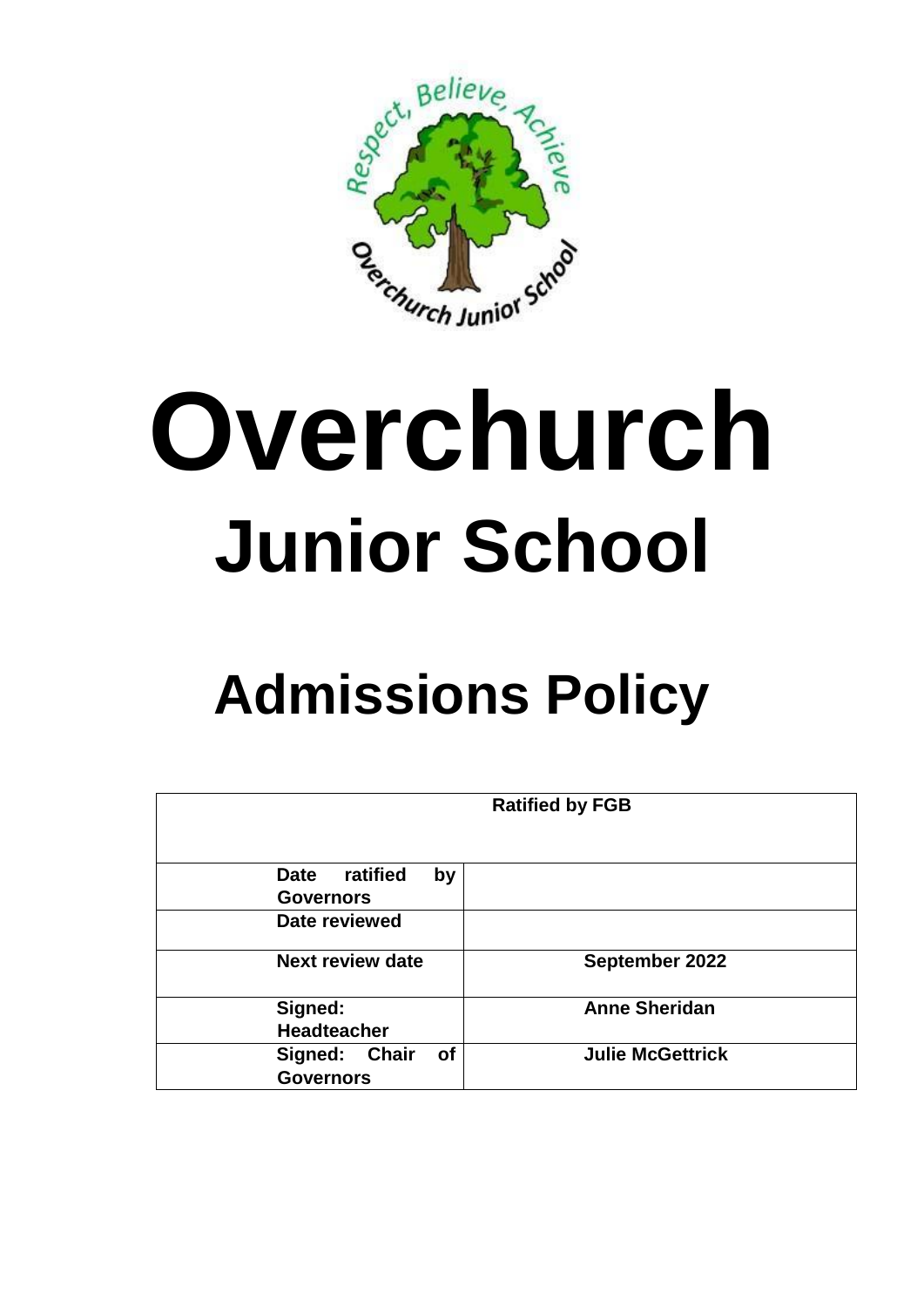# Overchurch

## Junior School

# Admissions Policy

| Ratified by FGB | |
|---|---|
| Date ratified by Governors | |
| Date reviewed | |
| Next review date | September 2022 |
| Signed: Headteacher | Anne Sheridan |
| Signed: Chair of Governors | Julie McGettrick |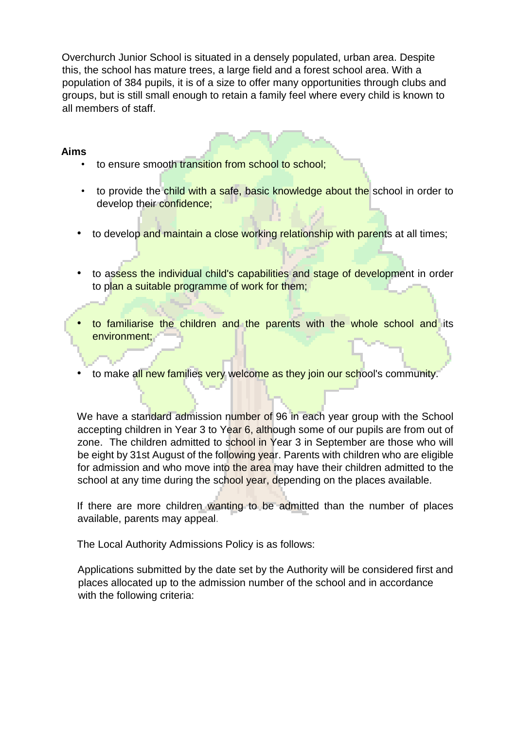Overchurch Junior School is situated in a densely populated, urban area. Despite this, the school has mature trees, a large field and a forest school area. With a population of 384 pupils, it is of a size to offer many opportunities through clubs and groups, but is still small enough to retain a family feel where every child is known to all members of staff.

**Aims**

- to ensure smooth transition from school to school;
- to provide the child with a safe, basic knowledge about the school in order to develop their confidence;
- to develop and maintain a close working relationship with parents at all times;
- to assess the individual child's capabilities and stage of development in order to plan a suitable programme of work for them;
- to familiarise the children and the parents with the whole school and its environment;
- to make all new families very welcome as they join our school's community.

We have a standard admission number of 96 in each year group with the School accepting children in Year 3 to Year 6, although some of our pupils are from out of zone. The children admitted to school in Year 3 in September are those who will be eight by 31st August of the following year. Parents with children who are eligible for admission and who move into the area may have their children admitted to the school at any time during the school year, depending on the places available.

If there are more children wanting to be admitted than the number of places available, parents may appeal.

The Local Authority Admissions Policy is as follows:

Applications submitted by the date set by the Authority will be considered first and places allocated up to the admission number of the school and in accordance with the following criteria: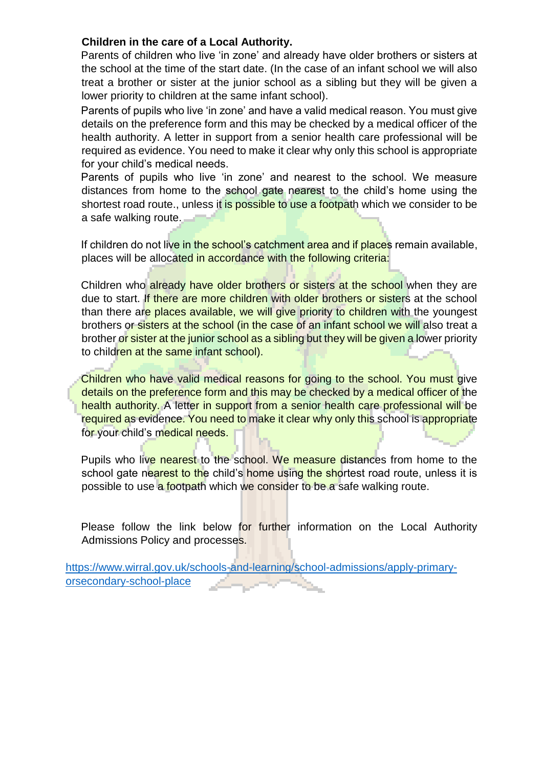**Children in the care of a Local Authority.**

Parents of children who live 'in zone' and already have older brothers or sisters at the school at the time of the start date. (In the case of an infant school we will also treat a brother or sister at the junior school as a sibling but they will be given a lower priority to children at the same infant school).

Parents of pupils who live 'in zone' and have a valid medical reason. You must give details on the preference form and this may be checked by a medical officer of the health authority. A letter in support from a senior health care professional will be required as evidence. You need to make it clear why only this school is appropriate for your child's medical needs.

Parents of pupils who live 'in zone' and nearest to the school. We measure distances from home to the school gate nearest to the child's home using the shortest road route., unless it is possible to use a footpath which we consider to be a safe walking route.

If children do not live in the school's catchment area and if places remain available, places will be allocated in accordance with the following criteria:

Children who already have older brothers or sisters at the school when they are due to start. If there are more children with older brothers or sisters at the school than there are places available, we will give priority to children with the youngest brothers or sisters at the school (in the case of an infant school we will also treat a brother or sister at the junior school as a sibling but they will be given a lower priority to children at the same infant school).

Children who have valid medical reasons for going to the school. You must give details on the preference form and this may be checked by a medical officer of the health authority. A letter in support from a senior health care professional will be required as evidence. You need to make it clear why only this school is appropriate for your child's medical needs.

Pupils who live nearest to the school. We measure distances from home to the school gate nearest to the child's home using the shortest road route, unless it is possible to use a footpath which we consider to be a safe walking route.

Please follow the link below for further information on the Local Authority Admissions Policy and processes.

https://www.wirral.gov.uk/schools-and-learning/school-admissions/apply-primary-orsecondary-school-place